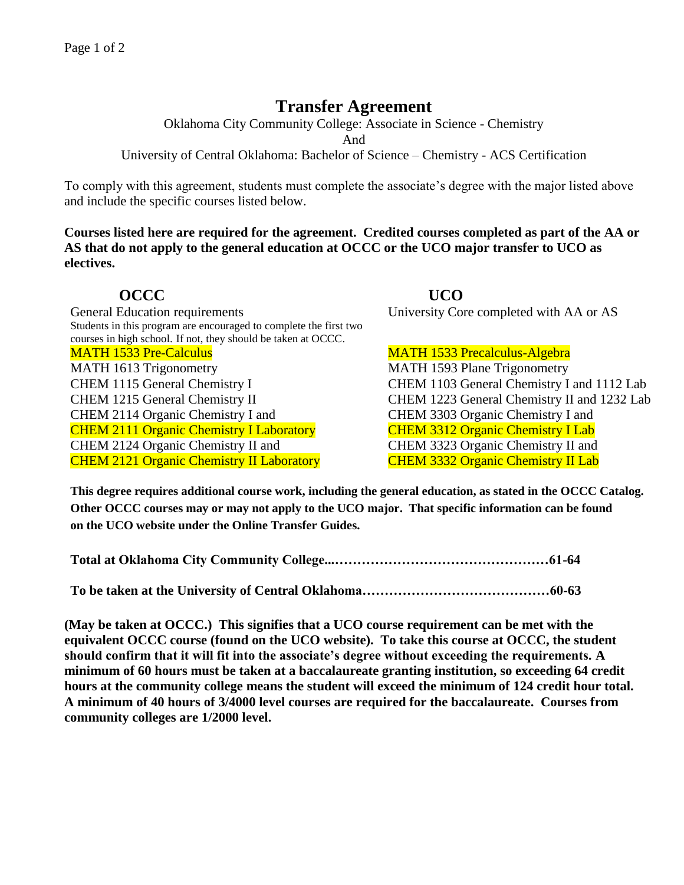# Transfer Agreement

Oklahoma City Community College: Associate in Science - Chemistry

And

University of Central Oklahoma: Bachelor of Science – Chemistry - ACS Certification

To comply with this agreement, students must complete the associate's degree with the major listed above and include the specific courses listed below.

**Courses listed here are required for the agreement. Credited courses completed as part of the AA or AS that do not apply to the general education at OCCC or the UCO major transfer to UCO as electives.**

| **OCCC** | **UCO** |
| --- | --- |
| General Education requirements | University Core completed with AA or AS |
| Students in this program are encouraged to complete the first two courses in high school. If not, they should be taken at OCCC. | |
| MATH 1533 Pre-Calculus | MATH 1533 Precalculus-Algebra |
| MATH 1613 Trigonometry | MATH 1593 Plane Trigonometry |
| CHEM 1115 General Chemistry I | CHEM 1103 General Chemistry I and 1112 Lab |
| CHEM 1215 General Chemistry II | CHEM 1223 General Chemistry II and 1232 Lab |
| CHEM 2114 Organic Chemistry I and | CHEM 3303 Organic Chemistry I and |
| CHEM 2111 Organic Chemistry I Laboratory | CHEM 3312 Organic Chemistry I Lab |
| CHEM 2124 Organic Chemistry II and | CHEM 3323 Organic Chemistry II and |
| CHEM 2121 Organic Chemistry II Laboratory | CHEM 3332 Organic Chemistry II Lab |

**This degree requires additional course work, including the general education, as stated in the OCCC Catalog. Other OCCC courses may or may not apply to the UCO major. That specific information can be found on the UCO website under the Online Transfer Guides.**

**Total at Oklahoma City Community College....………………………………………61-64**

**To be taken at the University of Central Oklahoma……………………………………60-63**

**(May be taken at OCCC.) This signifies that a UCO course requirement can be met with the equivalent OCCC course (found on the UCO website). To take this course at OCCC, the student should confirm that it will fit into the associate's degree without exceeding the requirements. A minimum of 60 hours must be taken at a baccalaureate granting institution, so exceeding 64 credit hours at the community college means the student will exceed the minimum of 124 credit hour total. A minimum of 40 hours of 3/4000 level courses are required for the baccalaureate. Courses from community colleges are 1/2000 level.**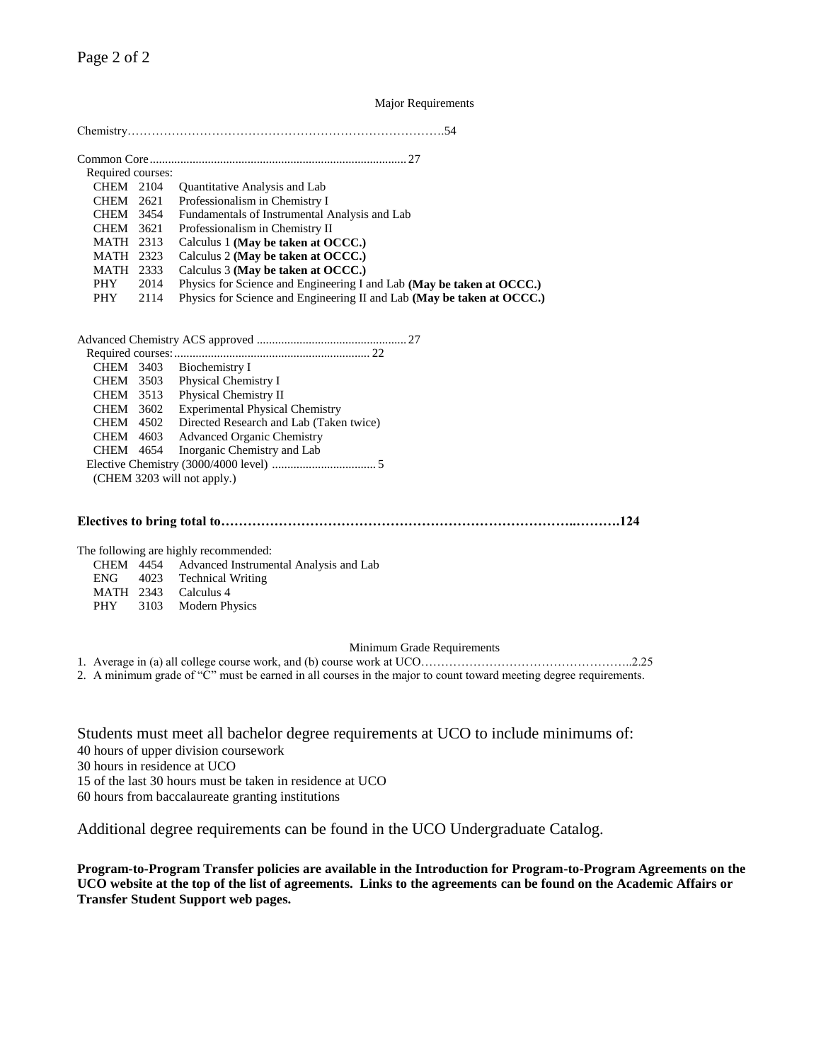## Major Requirements

Chemistry……………………………………………………………………….54

Common Core........................................................................................ 27

Required courses:

| | | |
|---|---|---|
| CHEM | 2104 | Quantitative Analysis and Lab |
| CHEM | 2621 | Professionalism in Chemistry I |
| CHEM | 3454 | Fundamentals of Instrumental Analysis and Lab |
| CHEM | 3621 | Professionalism in Chemistry II |
| MATH | 2313 | Calculus 1 **(May be taken at OCCC.)** |
| MATH | 2323 | Calculus 2 **(May be taken at OCCC.)** |
| MATH | 2333 | Calculus 3 **(May be taken at OCCC.)** |
| PHY | 2014 | Physics for Science and Engineering I and Lab **(May be taken at OCCC.)** |
| PHY | 2114 | Physics for Science and Engineering II and Lab **(May be taken at OCCC.)** |

Advanced Chemistry ACS approved ................................................. 27

Required courses:................................................................ 22

| | | |
|---|---|---|
| CHEM | 3403 | Biochemistry I |
| CHEM | 3503 | Physical Chemistry I |
| CHEM | 3513 | Physical Chemistry II |
| CHEM | 3602 | Experimental Physical Chemistry |
| CHEM | 4502 | Directed Research and Lab (Taken twice) |
| CHEM | 4603 | Advanced Organic Chemistry |
| CHEM | 4654 | Inorganic Chemistry and Lab |

Elective Chemistry (3000/4000 level) ................................. 5

(CHEM 3203 will not apply.)

**Electives to bring total to……………………………………………………………………..……….124**

The following are highly recommended:

| | | |
|---|---|---|
| CHEM | 4454 | Advanced Instrumental Analysis and Lab |
| ENG | 4023 | Technical Writing |
| MATH | 2343 | Calculus 4 |
| PHY | 3103 | Modern Physics |

## Minimum Grade Requirements

1. Average in (a) all college course work, and (b) course work at UCO……………………………………………..2.25
2. A minimum grade of "C" must be earned in all courses in the major to count toward meeting degree requirements.

Students must meet all bachelor degree requirements at UCO to include minimums of:

40 hours of upper division coursework
30 hours in residence at UCO
15 of the last 30 hours must be taken in residence at UCO
60 hours from baccalaureate granting institutions

Additional degree requirements can be found in the UCO Undergraduate Catalog.

**Program-to-Program Transfer policies are available in the Introduction for Program-to-Program Agreements on the UCO website at the top of the list of agreements. Links to the agreements can be found on the Academic Affairs or Transfer Student Support web pages.**